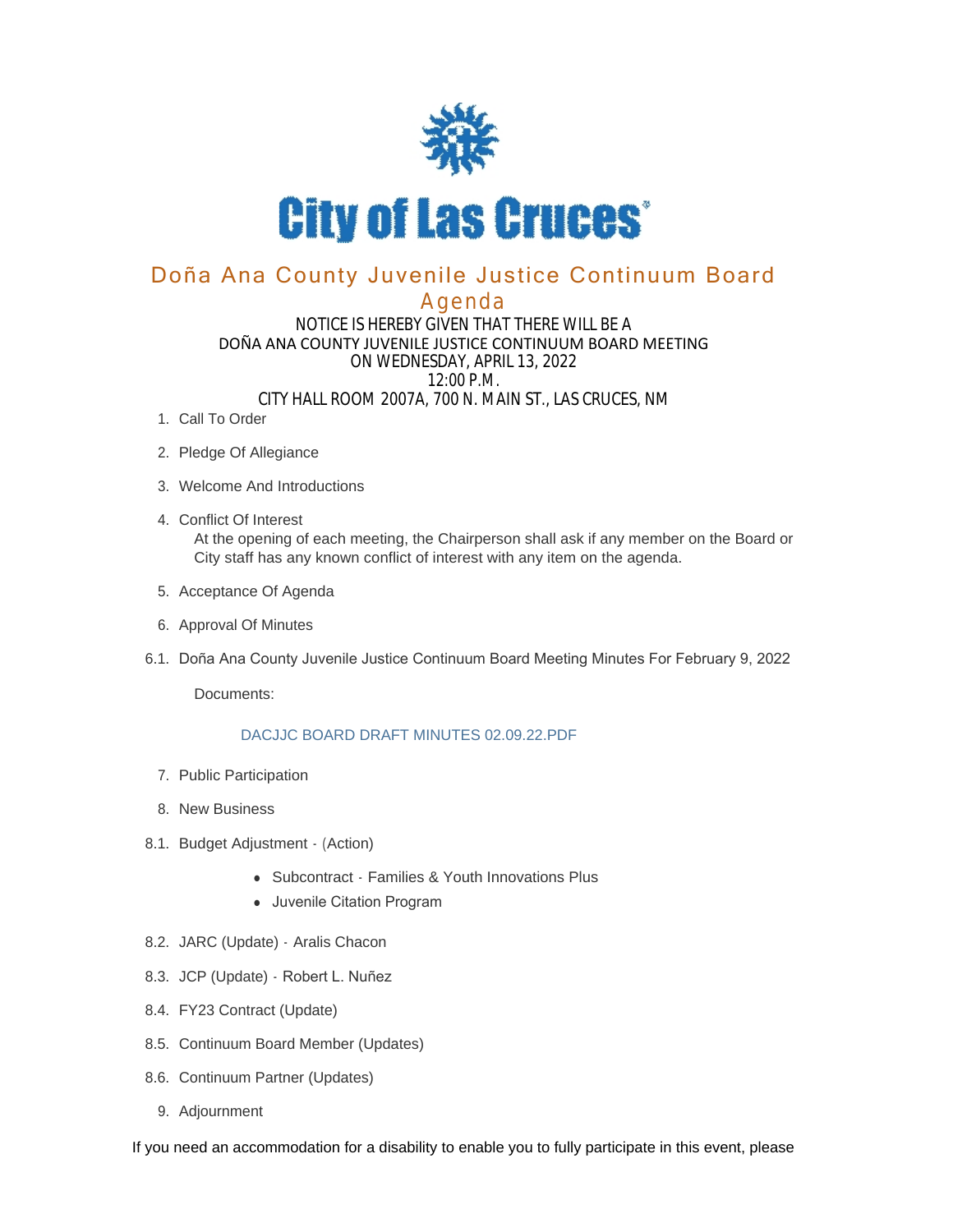# City of Las Cruces

## Doña Ana County Juvenile Justice Continuum Board

## Agenda

NOTICE IS HEREBY GIVEN THAT THERE WILL BE A
DOÑA ANA COUNTY JUVENILE JUSTICE CONTINUUM BOARD MEETING
ON WEDNESDAY, APRIL 13, 2022
12:00 P.M.
CITY HALL ROOM 2007A, 700 N. MAIN ST., LAS CRUCES, NM

1. Call To Order
2. Pledge Of Allegiance
3. Welcome And Introductions
4. Conflict Of Interest

   At the opening of each meeting, the Chairperson shall ask if any member on the Board or City staff has any known conflict of interest with any item on the agenda.
5. Acceptance Of Agenda
6. Approval Of Minutes

6.1. Doña Ana County Juvenile Justice Continuum Board Meeting Minutes For February 9, 2022

   Documents:

   DACJJC BOARD DRAFT MINUTES 02.09.22.PDF

7. Public Participation
8. New Business

8.1. Budget Adjustment - (Action)

- Subcontract - Families & Youth Innovations Plus
- Juvenile Citation Program

8.2. JARC (Update) - Aralis Chacon

8.3. JCP (Update) - Robert L. Nuñez

8.4. FY23 Contract (Update)

8.5. Continuum Board Member (Updates)

8.6. Continuum Partner (Updates)

9. Adjournment

If you need an accommodation for a disability to enable you to fully participate in this event, please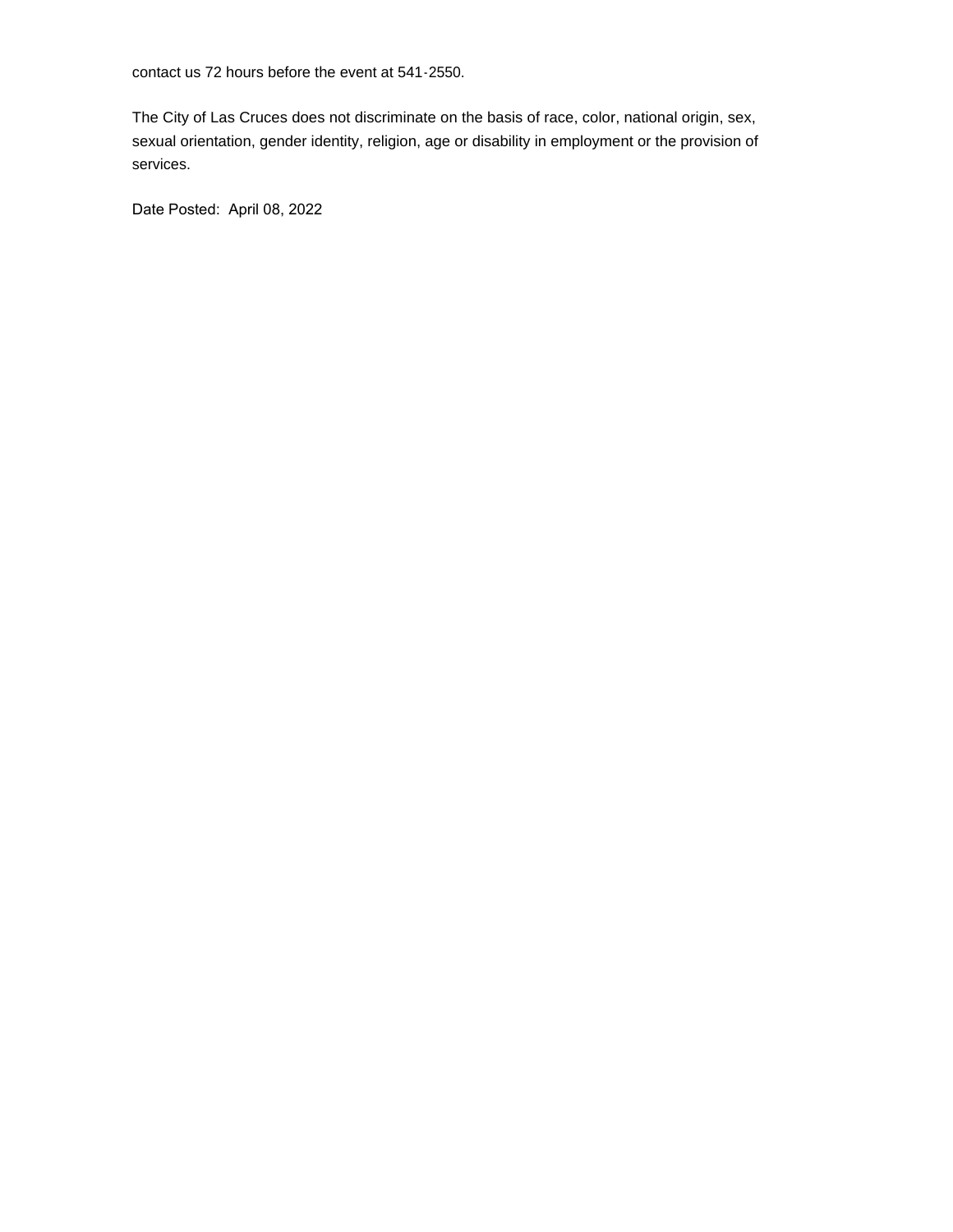contact us 72 hours before the event at 541-2550.

The City of Las Cruces does not discriminate on the basis of race, color, national origin, sex, sexual orientation, gender identity, religion, age or disability in employment or the provision of services.

Date Posted: April 08, 2022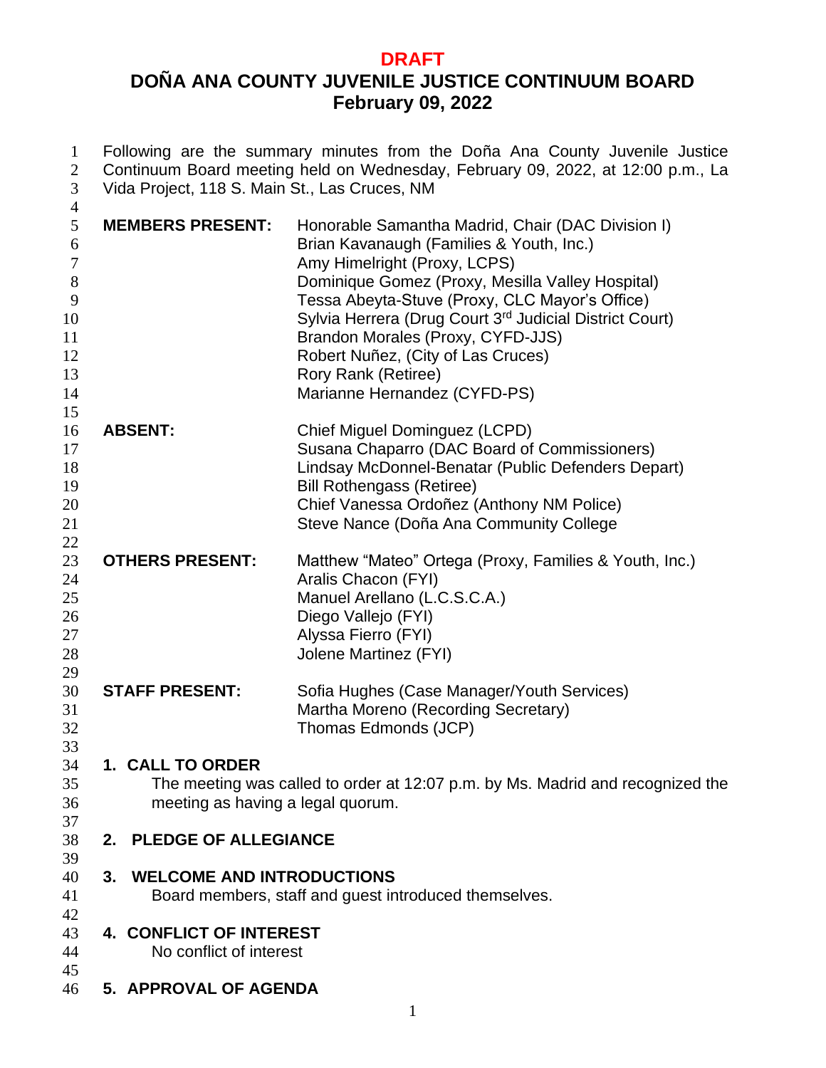**DRAFT**

# DOÑA ANA COUNTY JUVENILE JUSTICE CONTINUUM BOARD
## February 09, 2022

Following are the summary minutes from the Doña Ana County Juvenile Justice Continuum Board meeting held on Wednesday, February 09, 2022, at 12:00 p.m., La Vida Project, 118 S. Main St., Las Cruces, NM

| | |
|---|---|
| **MEMBERS PRESENT:** | Honorable Samantha Madrid, Chair (DAC Division I) |
| | Brian Kavanaugh (Families & Youth, Inc.) |
| | Amy Himelright (Proxy, LCPS) |
| | Dominique Gomez (Proxy, Mesilla Valley Hospital) |
| | Tessa Abeyta-Stuve (Proxy, CLC Mayor's Office) |
| | Sylvia Herrera (Drug Court 3rd Judicial District Court) |
| | Brandon Morales (Proxy, CYFD-JJS) |
| | Robert Nuñez, (City of Las Cruces) |
| | Rory Rank (Retiree) |
| | Marianne Hernandez (CYFD-PS) |
| **ABSENT:** | Chief Miguel Dominguez (LCPD) |
| | Susana Chaparro (DAC Board of Commissioners) |
| | Lindsay McDonnel-Benatar (Public Defenders Depart) |
| | Bill Rothengass (Retiree) |
| | Chief Vanessa Ordoñez (Anthony NM Police) |
| | Steve Nance (Doña Ana Community College |
| **OTHERS PRESENT:** | Matthew "Mateo" Ortega (Proxy, Families & Youth, Inc.) |
| | Aralis Chacon (FYI) |
| | Manuel Arellano (L.C.S.C.A.) |
| | Diego Vallejo (FYI) |
| | Alyssa Fierro (FYI) |
| | Jolene Martinez (FYI) |
| **STAFF PRESENT:** | Sofia Hughes (Case Manager/Youth Services) |
| | Martha Moreno (Recording Secretary) |
| | Thomas Edmonds (JCP) |

### 1. CALL TO ORDER

The meeting was called to order at 12:07 p.m. by Ms. Madrid and recognized the meeting as having a legal quorum.

### 2. PLEDGE OF ALLEGIANCE

### 3. WELCOME AND INTRODUCTIONS

Board members, staff and guest introduced themselves.

### 4. CONFLICT OF INTEREST

No conflict of interest

### 5. APPROVAL OF AGENDA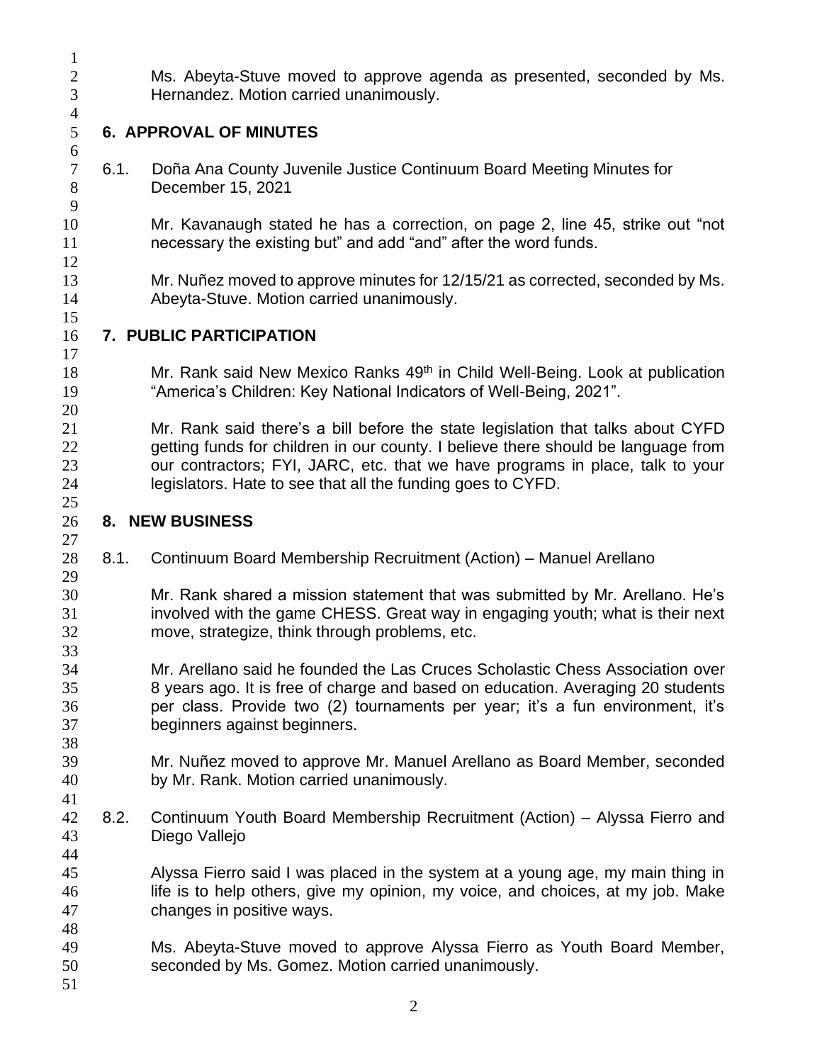Ms. Abeyta-Stuve moved to approve agenda as presented, seconded by Ms. Hernandez. Motion carried unanimously.

## 6. APPROVAL OF MINUTES

6.1. Doña Ana County Juvenile Justice Continuum Board Meeting Minutes for December 15, 2021

Mr. Kavanaugh stated he has a correction, on page 2, line 45, strike out "not necessary the existing but" and add "and" after the word funds.

Mr. Nuñez moved to approve minutes for 12/15/21 as corrected, seconded by Ms. Abeyta-Stuve. Motion carried unanimously.

## 7. PUBLIC PARTICIPATION

Mr. Rank said New Mexico Ranks 49th in Child Well-Being. Look at publication "America's Children: Key National Indicators of Well-Being, 2021".

Mr. Rank said there's a bill before the state legislation that talks about CYFD getting funds for children in our county. I believe there should be language from our contractors; FYI, JARC, etc. that we have programs in place, talk to your legislators. Hate to see that all the funding goes to CYFD.

## 8. NEW BUSINESS

8.1. Continuum Board Membership Recruitment (Action) – Manuel Arellano

Mr. Rank shared a mission statement that was submitted by Mr. Arellano. He's involved with the game CHESS. Great way in engaging youth; what is their next move, strategize, think through problems, etc.

Mr. Arellano said he founded the Las Cruces Scholastic Chess Association over 8 years ago. It is free of charge and based on education. Averaging 20 students per class. Provide two (2) tournaments per year; it's a fun environment, it's beginners against beginners.

Mr. Nuñez moved to approve Mr. Manuel Arellano as Board Member, seconded by Mr. Rank. Motion carried unanimously.

8.2. Continuum Youth Board Membership Recruitment (Action) – Alyssa Fierro and Diego Vallejo

Alyssa Fierro said I was placed in the system at a young age, my main thing in life is to help others, give my opinion, my voice, and choices, at my job. Make changes in positive ways.

Ms. Abeyta-Stuve moved to approve Alyssa Fierro as Youth Board Member, seconded by Ms. Gomez. Motion carried unanimously.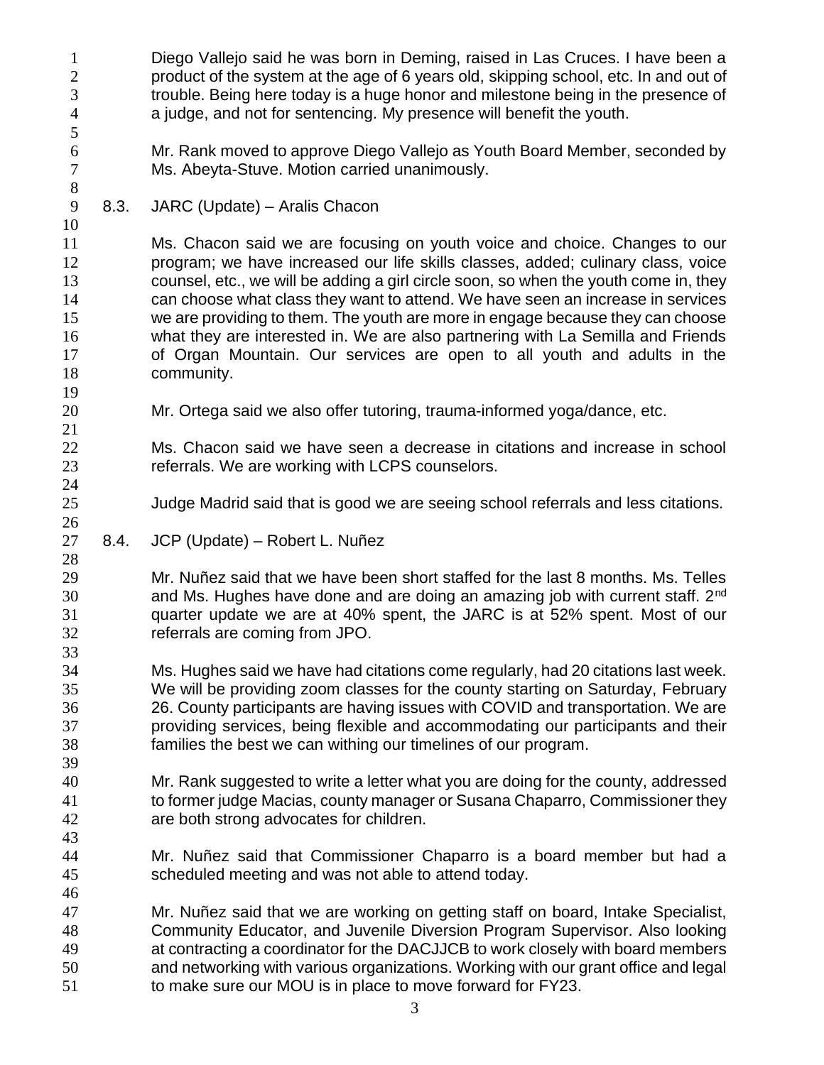Diego Vallejo said he was born in Deming, raised in Las Cruces. I have been a product of the system at the age of 6 years old, skipping school, etc. In and out of trouble. Being here today is a huge honor and milestone being in the presence of a judge, and not for sentencing. My presence will benefit the youth.

Mr. Rank moved to approve Diego Vallejo as Youth Board Member, seconded by Ms. Abeyta-Stuve. Motion carried unanimously.

8.3. JARC (Update) – Aralis Chacon

Ms. Chacon said we are focusing on youth voice and choice. Changes to our program; we have increased our life skills classes, added; culinary class, voice counsel, etc., we will be adding a girl circle soon, so when the youth come in, they can choose what class they want to attend. We have seen an increase in services we are providing to them. The youth are more in engage because they can choose what they are interested in. We are also partnering with La Semilla and Friends of Organ Mountain. Our services are open to all youth and adults in the community.

Mr. Ortega said we also offer tutoring, trauma-informed yoga/dance, etc.

Ms. Chacon said we have seen a decrease in citations and increase in school referrals. We are working with LCPS counselors.

Judge Madrid said that is good we are seeing school referrals and less citations.

8.4. JCP (Update) – Robert L. Nuñez

Mr. Nuñez said that we have been short staffed for the last 8 months. Ms. Telles and Ms. Hughes have done and are doing an amazing job with current staff. 2nd quarter update we are at 40% spent, the JARC is at 52% spent. Most of our referrals are coming from JPO.

Ms. Hughes said we have had citations come regularly, had 20 citations last week. We will be providing zoom classes for the county starting on Saturday, February 26. County participants are having issues with COVID and transportation. We are providing services, being flexible and accommodating our participants and their families the best we can withing our timelines of our program.

Mr. Rank suggested to write a letter what you are doing for the county, addressed to former judge Macias, county manager or Susana Chaparro, Commissioner they are both strong advocates for children.

Mr. Nuñez said that Commissioner Chaparro is a board member but had a scheduled meeting and was not able to attend today.

Mr. Nuñez said that we are working on getting staff on board, Intake Specialist, Community Educator, and Juvenile Diversion Program Supervisor. Also looking at contracting a coordinator for the DACJJCB to work closely with board members and networking with various organizations. Working with our grant office and legal to make sure our MOU is in place to move forward for FY23.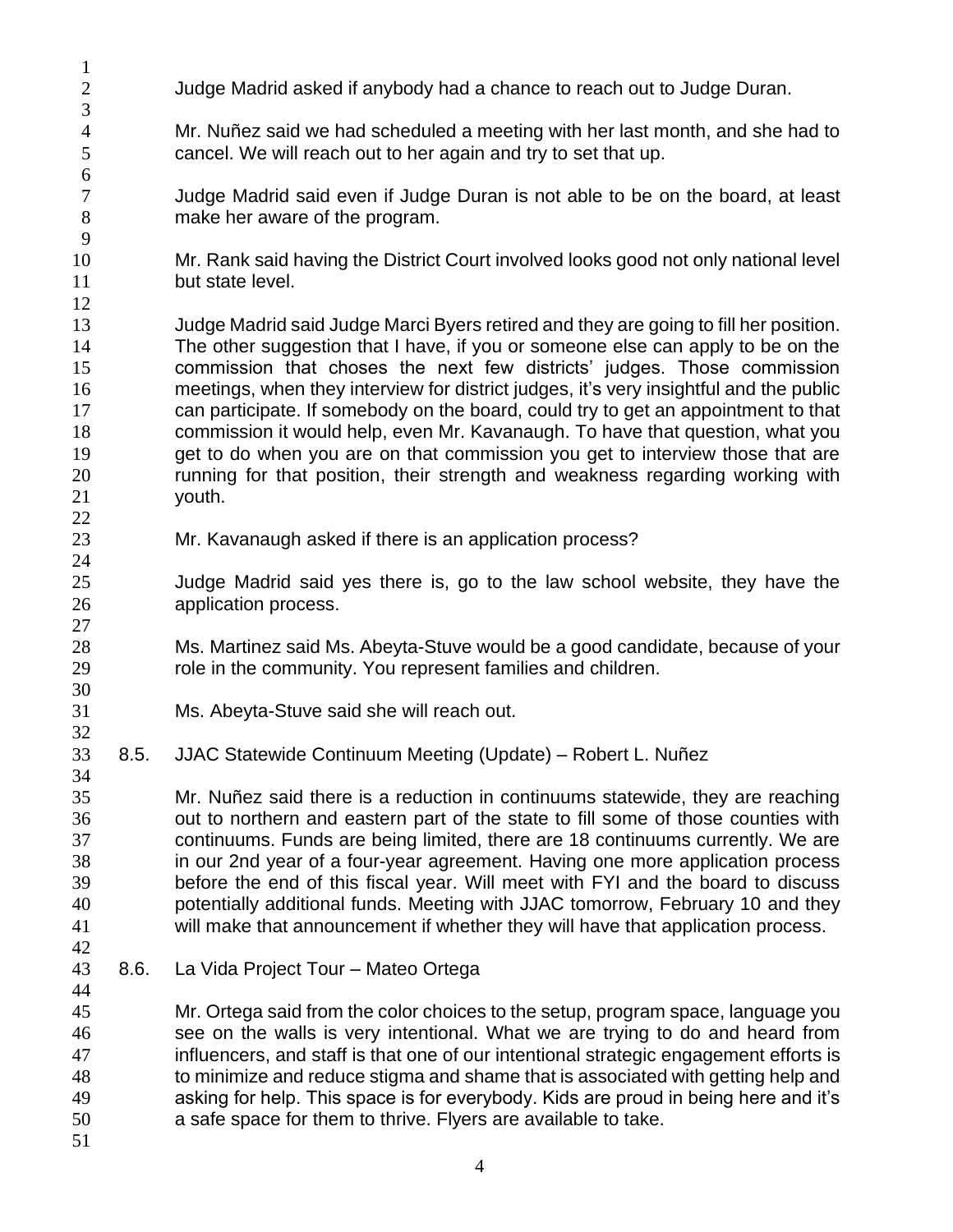Judge Madrid asked if anybody had a chance to reach out to Judge Duran.

Mr. Nuñez said we had scheduled a meeting with her last month, and she had to cancel. We will reach out to her again and try to set that up.

Judge Madrid said even if Judge Duran is not able to be on the board, at least make her aware of the program.

Mr. Rank said having the District Court involved looks good not only national level but state level.

Judge Madrid said Judge Marci Byers retired and they are going to fill her position. The other suggestion that I have, if you or someone else can apply to be on the commission that choses the next few districts' judges. Those commission meetings, when they interview for district judges, it's very insightful and the public can participate. If somebody on the board, could try to get an appointment to that commission it would help, even Mr. Kavanaugh. To have that question, what you get to do when you are on that commission you get to interview those that are running for that position, their strength and weakness regarding working with youth.

Mr. Kavanaugh asked if there is an application process?

Judge Madrid said yes there is, go to the law school website, they have the application process.

Ms. Martinez said Ms. Abeyta-Stuve would be a good candidate, because of your role in the community. You represent families and children.

Ms. Abeyta-Stuve said she will reach out.

8.5. JJAC Statewide Continuum Meeting (Update) – Robert L. Nuñez

Mr. Nuñez said there is a reduction in continuums statewide, they are reaching out to northern and eastern part of the state to fill some of those counties with continuums. Funds are being limited, there are 18 continuums currently. We are in our 2nd year of a four-year agreement. Having one more application process before the end of this fiscal year. Will meet with FYI and the board to discuss potentially additional funds. Meeting with JJAC tomorrow, February 10 and they will make that announcement if whether they will have that application process.

8.6. La Vida Project Tour – Mateo Ortega

Mr. Ortega said from the color choices to the setup, program space, language you see on the walls is very intentional. What we are trying to do and heard from influencers, and staff is that one of our intentional strategic engagement efforts is to minimize and reduce stigma and shame that is associated with getting help and asking for help. This space is for everybody. Kids are proud in being here and it's a safe space for them to thrive. Flyers are available to take.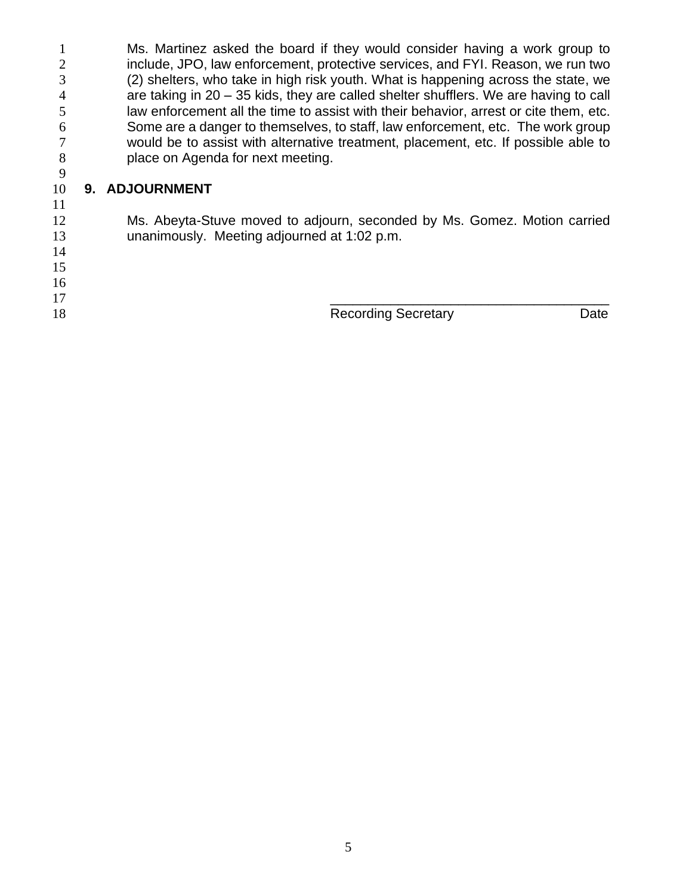Ms. Martinez asked the board if they would consider having a work group to include, JPO, law enforcement, protective services, and FYI. Reason, we run two (2) shelters, who take in high risk youth. What is happening across the state, we are taking in 20 – 35 kids, they are called shelter shufflers. We are having to call law enforcement all the time to assist with their behavior, arrest or cite them, etc. Some are a danger to themselves, to staff, law enforcement, etc. The work group would be to assist with alternative treatment, placement, etc. If possible able to place on Agenda for next meeting.

## 9. ADJOURNMENT

Ms. Abeyta-Stuve moved to adjourn, seconded by Ms. Gomez. Motion carried unanimously. Meeting adjourned at 1:02 p.m.

______________________________________

Recording Secretary Date